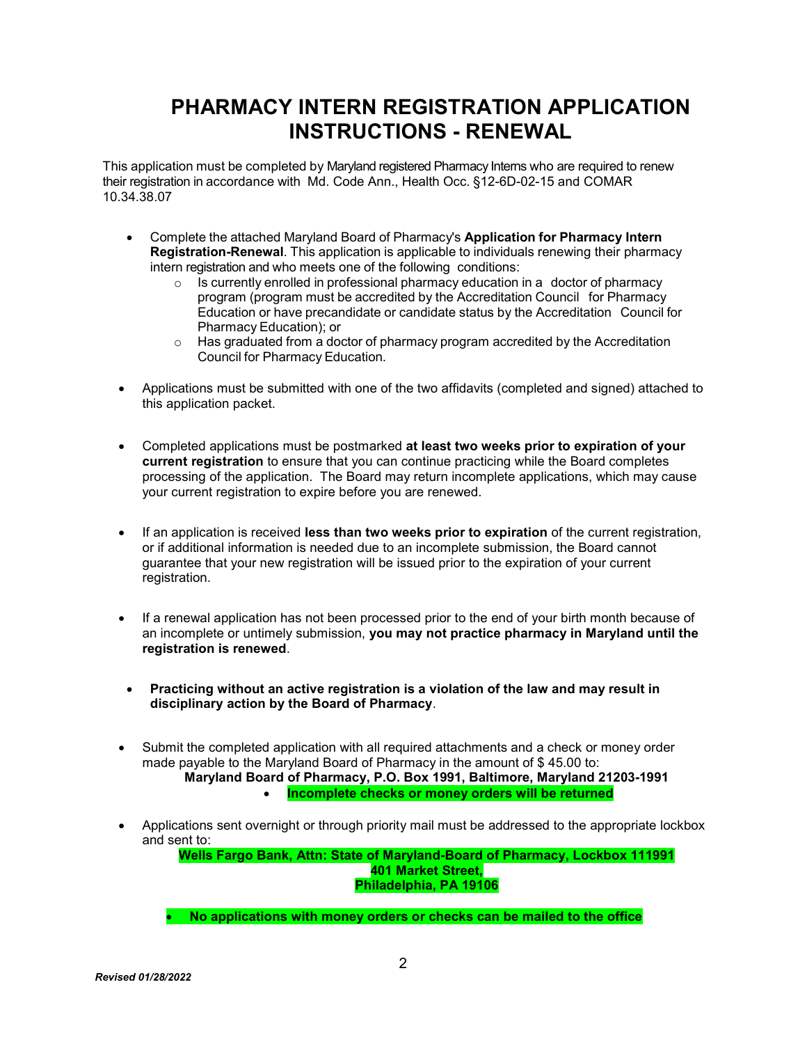# PHARMACY INTERN REGISTRATION APPLICATION INSTRUCTIONS - RENEWAL

This application must be completed by Maryland registered Pharmacy Interns who are required to renew their registration in accordance with Md. Code Ann., Health Occ. §12-6D-02-15 and COMAR 10.34.38.07

- Complete the attached Maryland Board of Pharmacy's **Application for Pharmacy Intern Registration-Renewal**. This application is applicable to individuals renewing their pharmacy intern registration and who meets one of the following conditions:
  - Is currently enrolled in professional pharmacy education in a doctor of pharmacy program (program must be accredited by the Accreditation Council for Pharmacy Education or have precandidate or candidate status by the Accreditation Council for Pharmacy Education); or
  - Has graduated from a doctor of pharmacy program accredited by the Accreditation Council for Pharmacy Education.

- Applications must be submitted with one of the two affidavits (completed and signed) attached to this application packet.

- Completed applications must be postmarked **at least two weeks prior to expiration of your current registration** to ensure that you can continue practicing while the Board completes processing of the application. The Board may return incomplete applications, which may cause your current registration to expire before you are renewed.

- If an application is received **less than two weeks prior to expiration** of the current registration, or if additional information is needed due to an incomplete submission, the Board cannot guarantee that your new registration will be issued prior to the expiration of your current registration.

- If a renewal application has not been processed prior to the end of your birth month because of an incomplete or untimely submission, **you may not practice pharmacy in Maryland until the registration is renewed**.

- **Practicing without an active registration is a violation of the law and may result in disciplinary action by the Board of Pharmacy**.

- Submit the completed application with all required attachments and a check or money order made payable to the Maryland Board of Pharmacy in the amount of $ 45.00 to:
  **Maryland Board of Pharmacy, P.O. Box 1991, Baltimore, Maryland 21203-1991**
  - **Incomplete checks or money orders will be returned**

- Applications sent overnight or through priority mail must be addressed to the appropriate lockbox and sent to:
  **Wells Fargo Bank, Attn: State of Maryland-Board of Pharmacy, Lockbox 111991**
  **401 Market Street,**
  **Philadelphia, PA 19106**

- **No applications with money orders or checks can be mailed to the office**

*Revised 01/28/2022*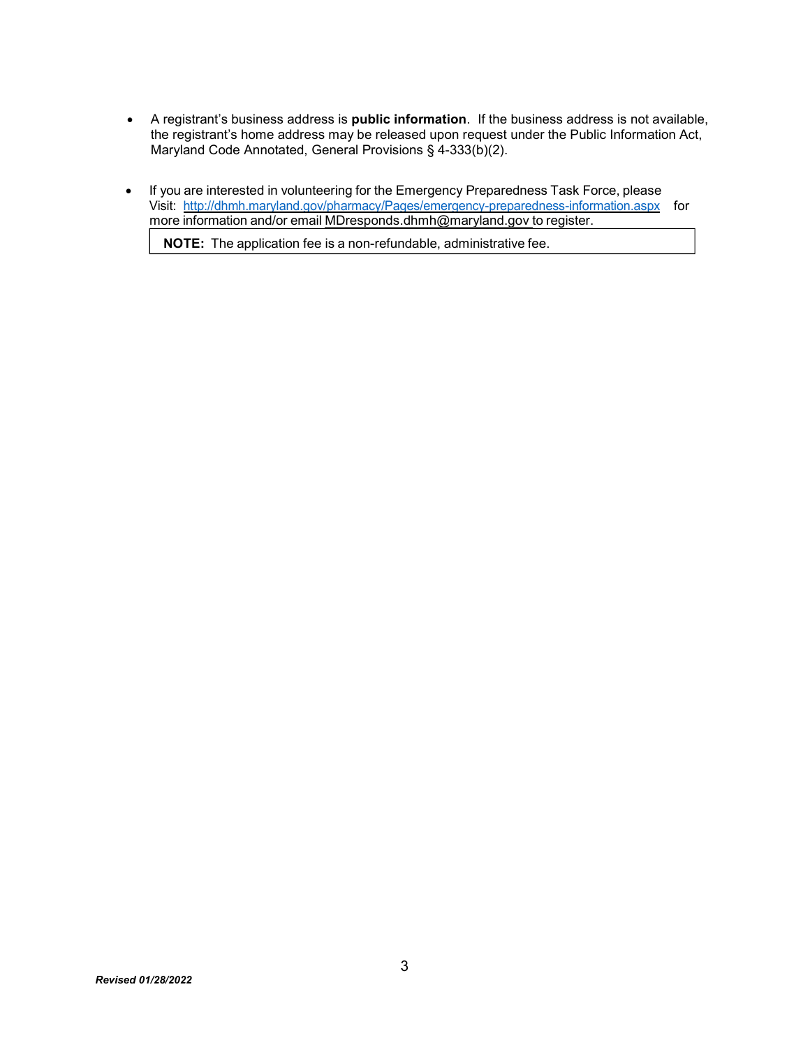- A registrant's business address is **public information**. If the business address is not available, the registrant's home address may be released upon request under the Public Information Act, Maryland Code Annotated, General Provisions § 4-333(b)(2).

- If you are interested in volunteering for the Emergency Preparedness Task Force, please Visit: http://dhmh.maryland.gov/pharmacy/Pages/emergency-preparedness-information.aspx for more information and/or email MDresponds.dhmh@maryland.gov to register.

**NOTE:** The application fee is a non-refundable, administrative fee.

*Revised 01/28/2022*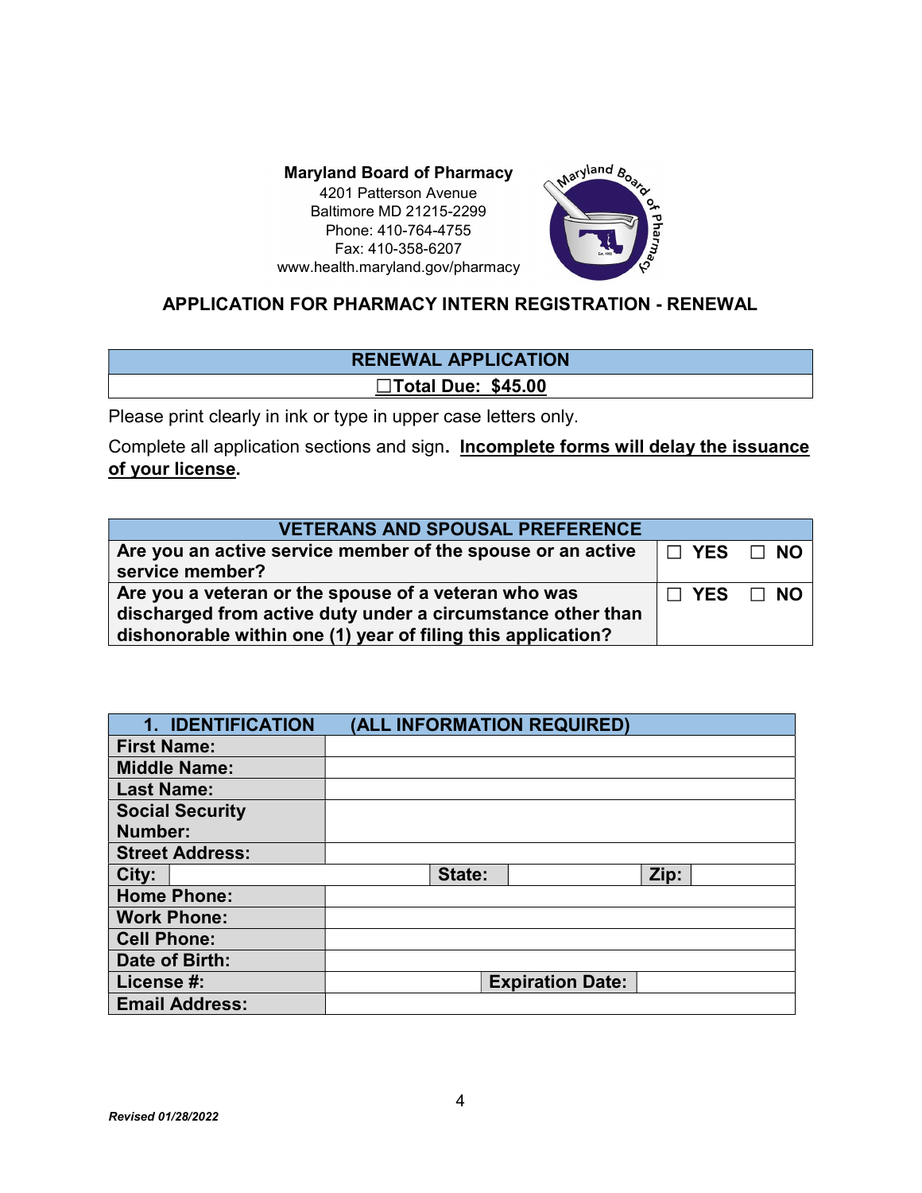**Maryland Board of Pharmacy**
4201 Patterson Avenue
Baltimore MD 21215-2299
Phone: 410-764-4755
Fax: 410-358-6207
www.health.maryland.gov/pharmacy

## APPLICATION FOR PHARMACY INTERN REGISTRATION - RENEWAL

| RENEWAL APPLICATION |
|---|
| ☐**Total Due: $45.00** |

Please print clearly in ink or type in upper case letters only.

Complete all application sections and sign. **Incomplete forms will delay the issuance of your license.**

| VETERANS AND SPOUSAL PREFERENCE | |
|---|---|
| **Are you an active service member of the spouse or an active service member?** | ☐ **YES** ☐ **NO** |
| **Are you a veteran or the spouse of a veteran who was discharged from active duty under a circumstance other than dishonorable within one (1) year of filing this application?** | ☐ **YES** ☐ **NO** |

| 1. IDENTIFICATION (ALL INFORMATION REQUIRED) | | | | | |
|---|---|---|---|---|---|
| **First Name:** | | | | | |
| **Middle Name:** | | | | | |
| **Last Name:** | | | | | |
| **Social Security Number:** | | | | | |
| **Street Address:** | | | | | |
| **City:** | | **State:** | | **Zip:** | |
| **Home Phone:** | | | | | |
| **Work Phone:** | | | | | |
| **Cell Phone:** | | | | | |
| **Date of Birth:** | | | | | |
| **License #:** | | **Expiration Date:** | | | |
| **Email Address:** | | | | | |

*Revised 01/28/2022*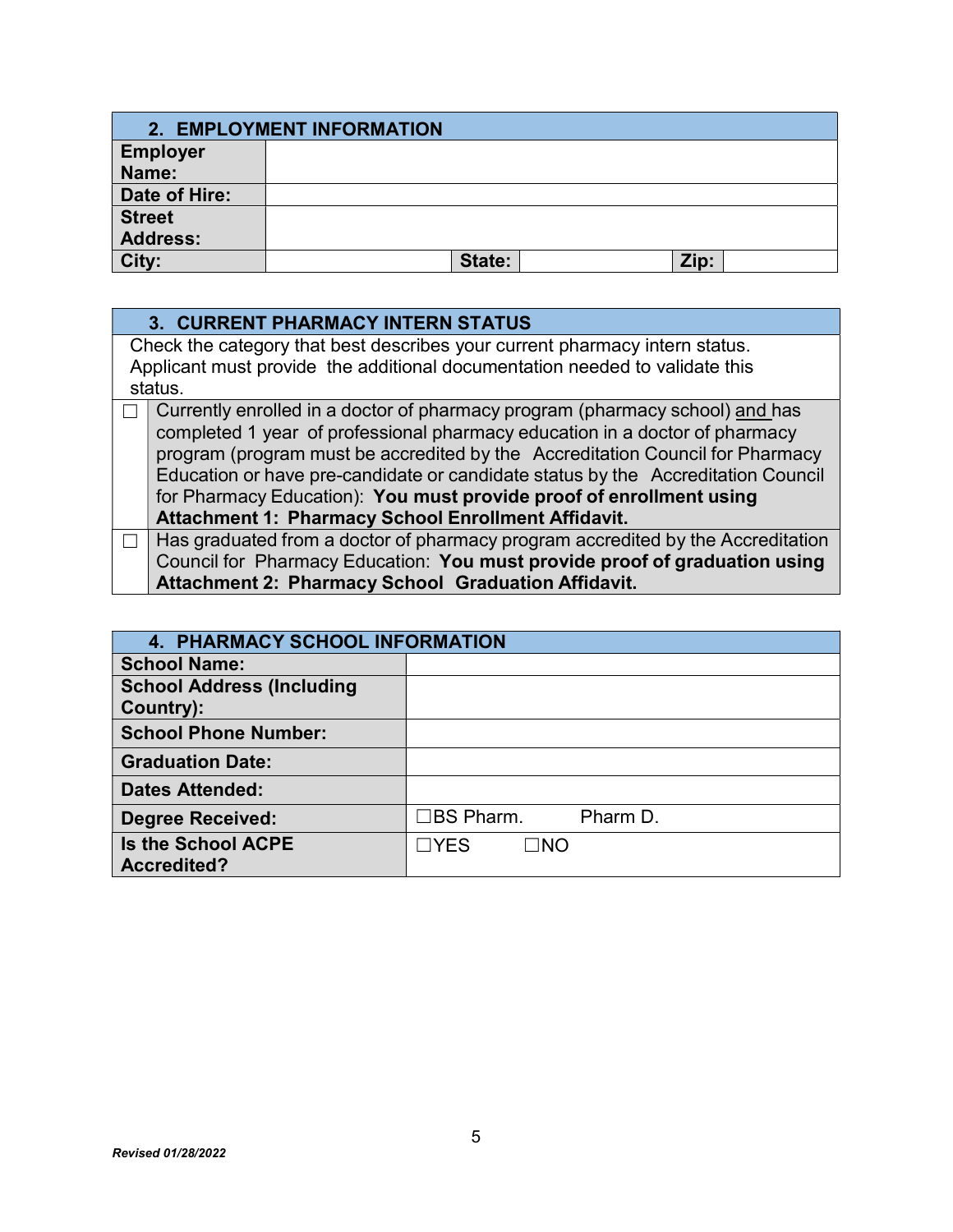| 2. EMPLOYMENT INFORMATION | | | | | |
|---|---|---|---|---|---|
| **Employer Name:** | | | | | |
| **Date of Hire:** | | | | | |
| **Street Address:** | | | | | |
| **City:** | | **State:** | | **Zip:** | |

| 3. CURRENT PHARMACY INTERN STATUS | |
|---|---|
| Check the category that best describes your current pharmacy intern status. Applicant must provide the additional documentation needed to validate this status. | |
| ☐ | Currently enrolled in a doctor of pharmacy program (pharmacy school) <u>and</u> has completed 1 year of professional pharmacy education in a doctor of pharmacy program (program must be accredited by the Accreditation Council for Pharmacy Education or have pre-candidate or candidate status by the Accreditation Council for Pharmacy Education): **You must provide proof of enrollment using Attachment 1: Pharmacy School Enrollment Affidavit.** |
| ☐ | Has graduated from a doctor of pharmacy program accredited by the Accreditation Council for Pharmacy Education: **You must provide proof of graduation using Attachment 2: Pharmacy School Graduation Affidavit.** |

| 4. PHARMACY SCHOOL INFORMATION | |
|---|---|
| **School Name:** | |
| **School Address (Including Country):** | |
| **School Phone Number:** | |
| **Graduation Date:** | |
| **Dates Attended:** | |
| **Degree Received:** | ☐BS Pharm. Pharm D. |
| **Is the School ACPE Accredited?** | ☐YES ☐NO |

*Revised 01/28/2022*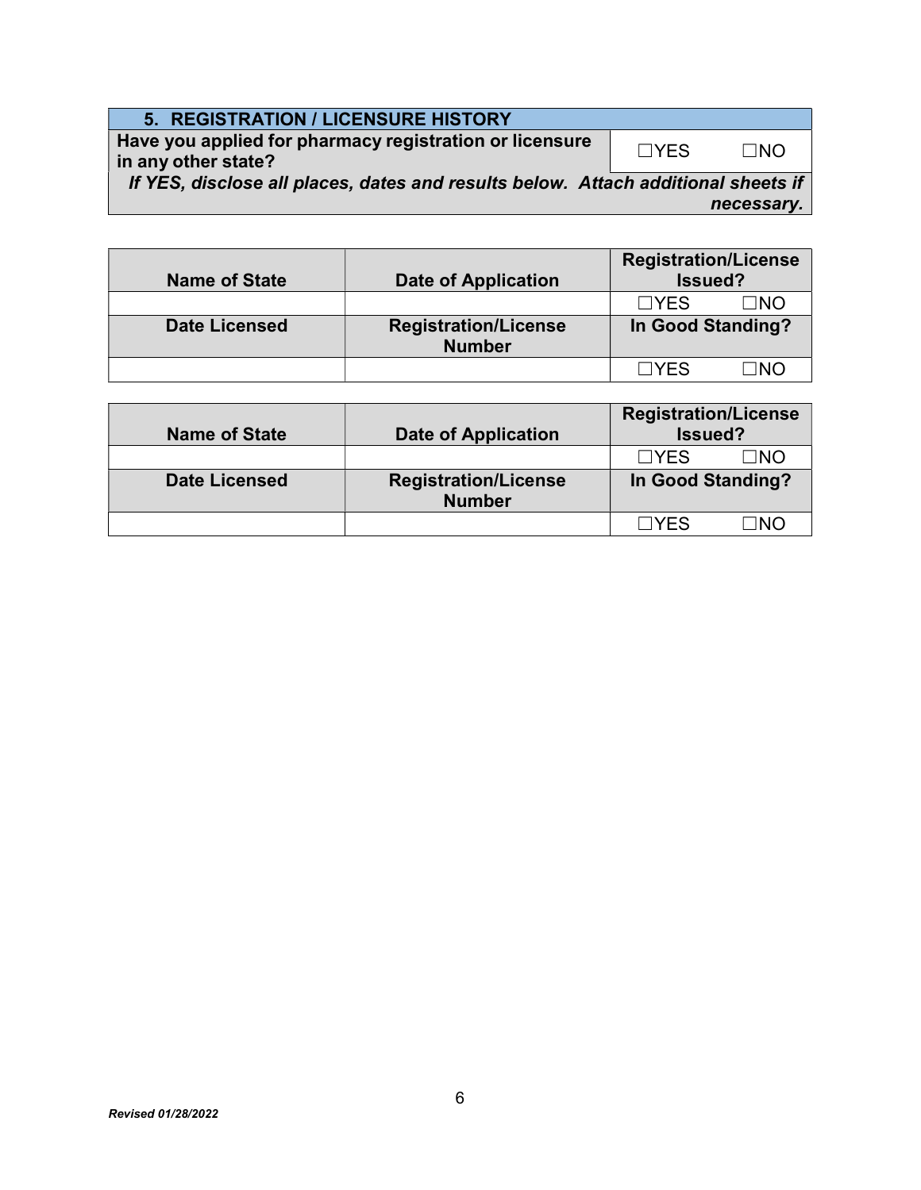## 5. REGISTRATION / LICENSURE HISTORY

| Have you applied for pharmacy registration or licensure in any other state? | ☐YES ☐NO |
|---|---|

***If YES, disclose all places, dates and results below. Attach additional sheets if necessary.***

| Name of State | Date of Application | Registration/License Issued? |
|---|---|---|
| | | ☐YES ☐NO |
| **Date Licensed** | **Registration/License Number** | **In Good Standing?** |
| | | ☐YES ☐NO |

| Name of State | Date of Application | Registration/License Issued? |
|---|---|---|
| | | ☐YES ☐NO |
| **Date Licensed** | **Registration/License Number** | **In Good Standing?** |
| | | ☐YES ☐NO |

*Revised 01/28/2022*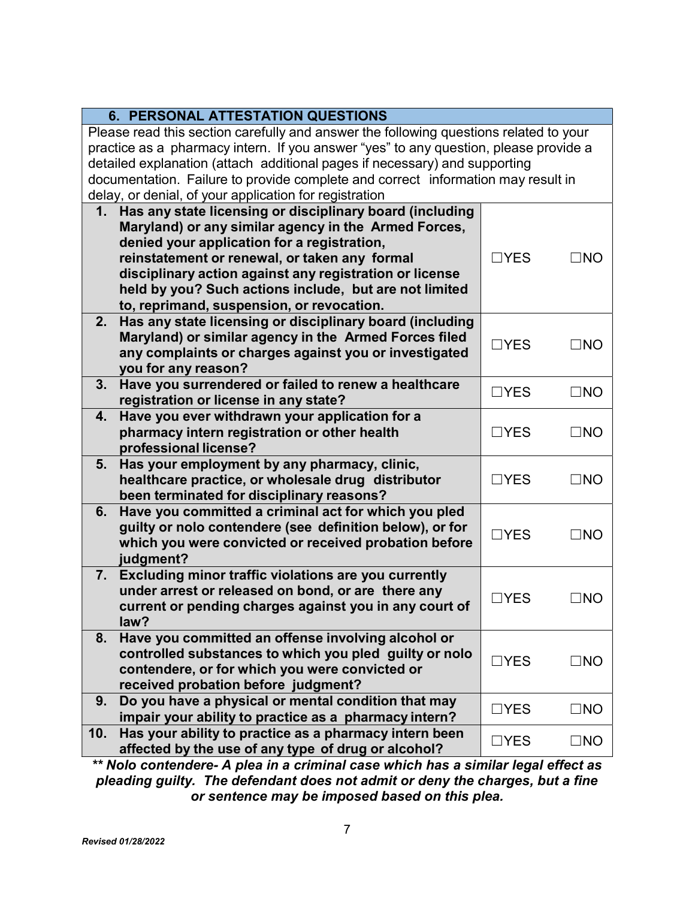## 6. PERSONAL ATTESTATION QUESTIONS

Please read this section carefully and answer the following questions related to your practice as a pharmacy intern. If you answer "yes" to any question, please provide a detailed explanation (attach additional pages if necessary) and supporting documentation. Failure to provide complete and correct information may result in delay, or denial, of your application for registration

| Question | YES | NO |
|---|---|---|
| **1. Has any state licensing or disciplinary board (including Maryland) or any similar agency in the Armed Forces, denied your application for a registration, reinstatement or renewal, or taken any formal disciplinary action against any registration or license held by you? Such actions include, but are not limited to, reprimand, suspension, or revocation.** | ☐YES | ☐NO |
| **2. Has any state licensing or disciplinary board (including Maryland) or similar agency in the Armed Forces filed any complaints or charges against you or investigated you for any reason?** | ☐YES | ☐NO |
| **3. Have you surrendered or failed to renew a healthcare registration or license in any state?** | ☐YES | ☐NO |
| **4. Have you ever withdrawn your application for a pharmacy intern registration or other health professional license?** | ☐YES | ☐NO |
| **5. Has your employment by any pharmacy, clinic, healthcare practice, or wholesale drug distributor been terminated for disciplinary reasons?** | ☐YES | ☐NO |
| **6. Have you committed a criminal act for which you pled guilty or nolo contendere (see definition below), or for which you were convicted or received probation before judgment?** | ☐YES | ☐NO |
| **7. Excluding minor traffic violations are you currently under arrest or released on bond, or are there any current or pending charges against you in any court of law?** | ☐YES | ☐NO |
| **8. Have you committed an offense involving alcohol or controlled substances to which you pled guilty or nolo contendere, or for which you were convicted or received probation before judgment?** | ☐YES | ☐NO |
| **9. Do you have a physical or mental condition that may impair your ability to practice as a pharmacy intern?** | ☐YES | ☐NO |
| **10. Has your ability to practice as a pharmacy intern been affected by the use of any type of drug or alcohol?** | ☐YES | ☐NO |

***** Nolo contendere- A plea in a criminal case which has a similar legal effect as pleading guilty. The defendant does not admit or deny the charges, but a fine or sentence may be imposed based on this plea.***

*Revised 01/28/2022*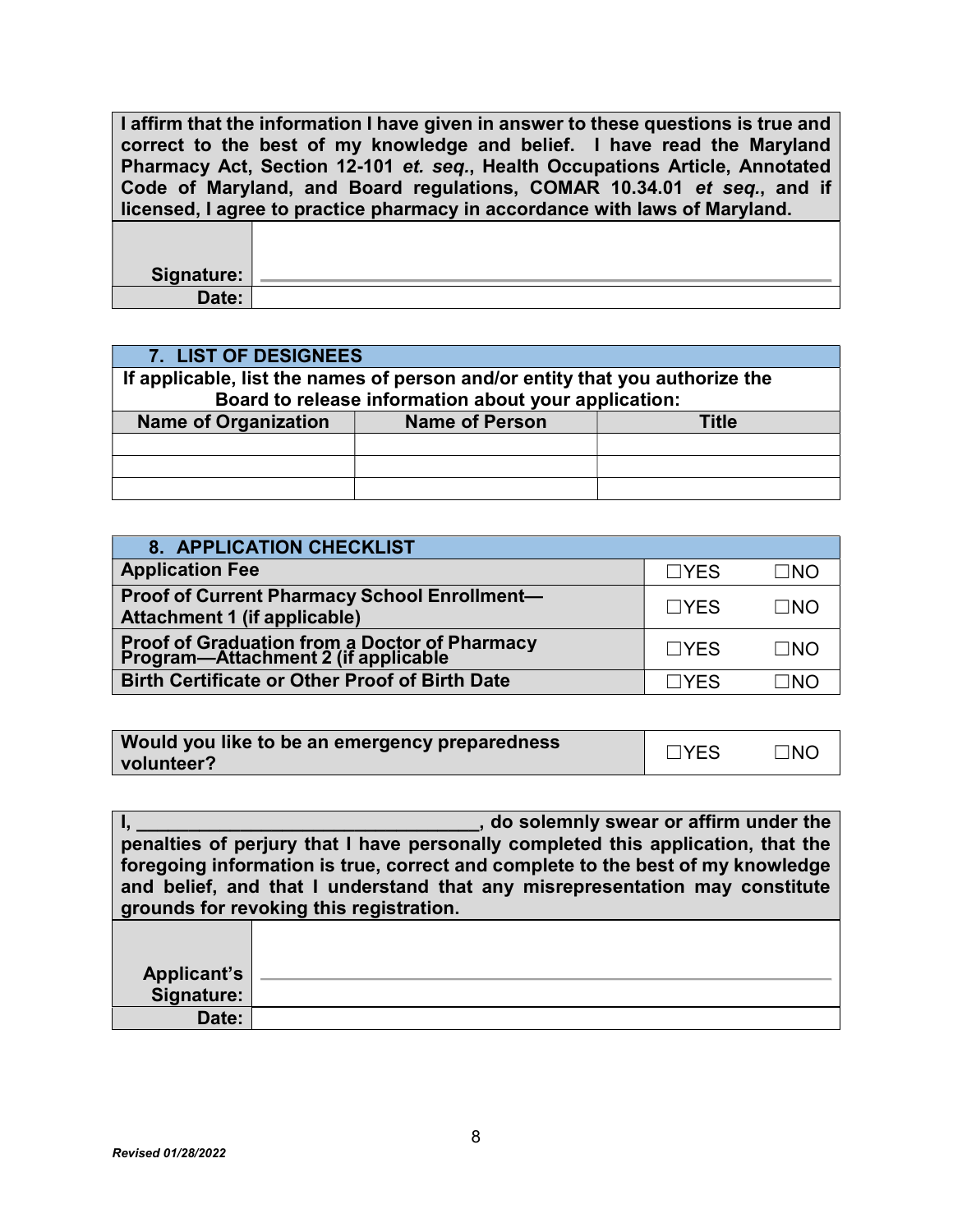| **I affirm that the information I have given in answer to these questions is true and correct to the best of my knowledge and belief. I have read the Maryland Pharmacy Act, Section 12-101 *et. seq.*, Health Occupations Article, Annotated Code of Maryland, and Board regulations, COMAR 10.34.01 *et seq.*, and if licensed, I agree to practice pharmacy in accordance with laws of Maryland.** | |
|---|---|
| **Signature:** | |
| **Date:** | |

## 7. LIST OF DESIGNEES

**If applicable, list the names of person and/or entity that you authorize the Board to release information about your application:**

| Name of Organization | Name of Person | Title |
|---|---|---|
| | | |
| | | |
| | | |

## 8. APPLICATION CHECKLIST

| | | |
|---|---|---|
| **Application Fee** | ☐YES | ☐NO |
| **Proof of Current Pharmacy School Enrollment—Attachment 1 (if applicable)** | ☐YES | ☐NO |
| **Proof of Graduation from a Doctor of Pharmacy Program—Attachment 2 (if applicable** | ☐YES | ☐NO |
| **Birth Certificate or Other Proof of Birth Date** | ☐YES | ☐NO |

| | | |
|---|---|---|
| **Would you like to be an emergency preparedness volunteer?** | ☐YES | ☐NO |

| **I, ________________________________, do solemnly swear or affirm under the penalties of perjury that I have personally completed this application, that the foregoing information is true, correct and complete to the best of my knowledge and belief, and that I understand that any misrepresentation may constitute grounds for revoking this registration.** | |
|---|---|
| **Applicant's Signature:** | |
| **Date:** | |

*Revised 01/28/2022*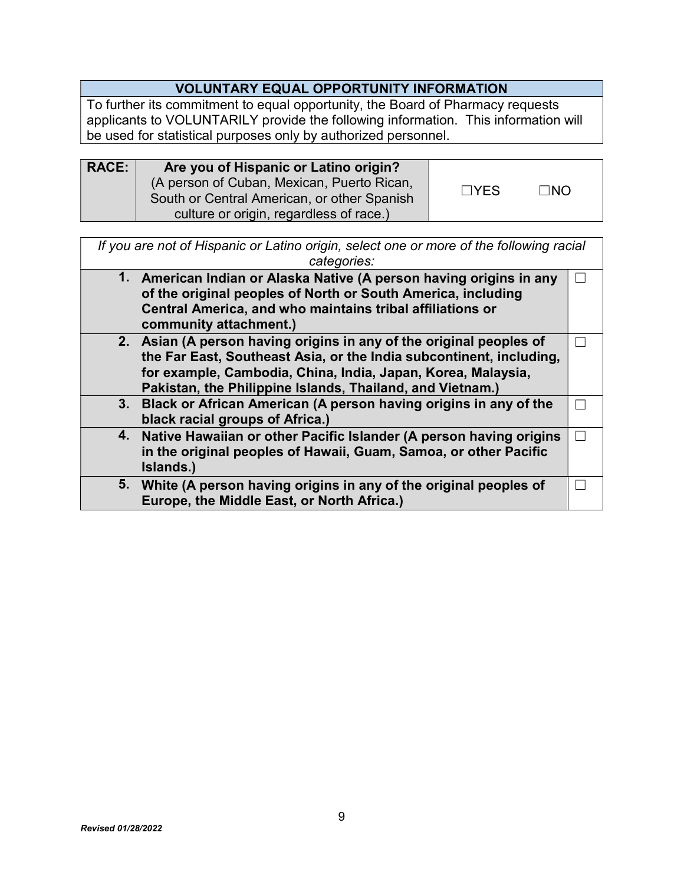| VOLUNTARY EQUAL OPPORTUNITY INFORMATION |
|---|
| To further its commitment to equal opportunity, the Board of Pharmacy requests applicants to VOLUNTARILY provide the following information. This information will be used for statistical purposes only by authorized personnel. |

| RACE: | Are you of Hispanic or Latino origin? (A person of Cuban, Mexican, Puerto Rican, South or Central American, or other Spanish culture or origin, regardless of race.) | ☐YES ☐NO |
|---|---|---|

| *If you are not of Hispanic or Latino origin, select one or more of the following racial categories:* | |
|---|---|
| **1. American Indian or Alaska Native (A person having origins in any of the original peoples of North or South America, including Central America, and who maintains tribal affiliations or community attachment.)** | ☐ |
| **2. Asian (A person having origins in any of the original peoples of the Far East, Southeast Asia, or the India subcontinent, including, for example, Cambodia, China, India, Japan, Korea, Malaysia, Pakistan, the Philippine Islands, Thailand, and Vietnam.)** | ☐ |
| **3. Black or African American (A person having origins in any of the black racial groups of Africa.)** | ☐ |
| **4. Native Hawaiian or other Pacific Islander (A person having origins in the original peoples of Hawaii, Guam, Samoa, or other Pacific Islands.)** | ☐ |
| **5. White (A person having origins in any of the original peoples of Europe, the Middle East, or North Africa.)** | ☐ |

***Revised 01/28/2022***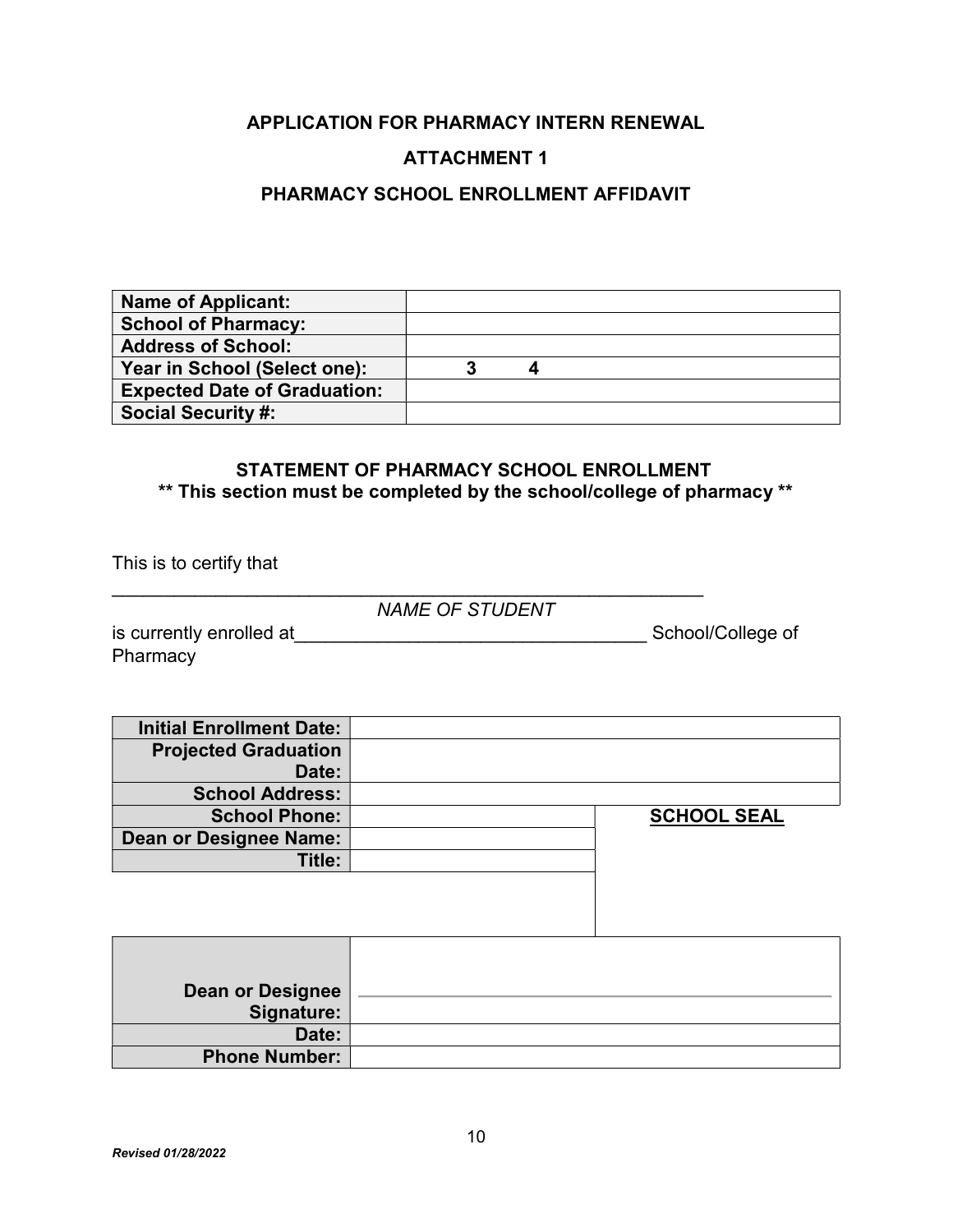**APPLICATION FOR PHARMACY INTERN RENEWAL**

**ATTACHMENT 1**

**PHARMACY SCHOOL ENROLLMENT AFFIDAVIT**

| **Name of Applicant:** | |
|---|---|
| **School of Pharmacy:** | |
| **Address of School:** | |
| **Year in School (Select one):** | **3 4** |
| **Expected Date of Graduation:** | |
| **Social Security #:** | |

**STATEMENT OF PHARMACY SCHOOL ENROLLMENT**
**\*\* This section must be completed by the school/college of pharmacy \*\***

This is to certify that

_____________________________________________________________
*NAME OF STUDENT*

is currently enrolled at___________________________________ School/College of Pharmacy

| **Initial Enrollment Date:** | | |
|---|---|---|
| **Projected Graduation Date:** | | |
| **School Address:** | | |
| **School Phone:** | | **SCHOOL SEAL** |
| **Dean or Designee Name:** | | |
| **Title:** | | |

| **Dean or Designee Signature:** | ______________________________ |
|---|---|
| **Date:** | |
| **Phone Number:** | |

*Revised 01/28/2022*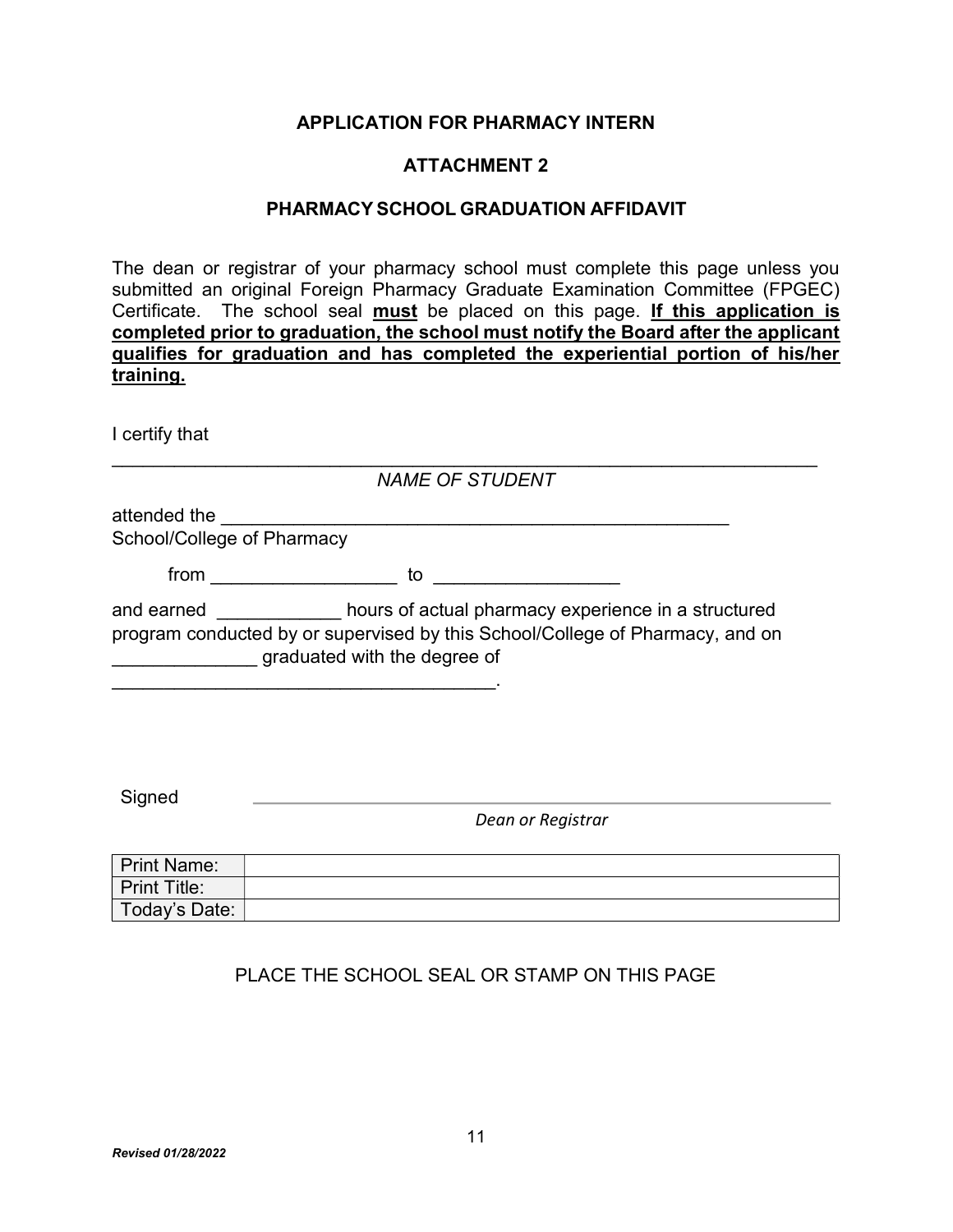# APPLICATION FOR PHARMACY INTERN

## ATTACHMENT 2

## PHARMACY SCHOOL GRADUATION AFFIDAVIT

The dean or registrar of your pharmacy school must complete this page unless you submitted an original Foreign Pharmacy Graduate Examination Committee (FPGEC) Certificate. The school seal **must** be placed on this page. **If this application is completed prior to graduation, the school must notify the Board after the applicant qualifies for graduation and has completed the experiential portion of his/her training.**

I certify that

______________________________________________________________

*NAME OF STUDENT*

attended the ____________________________________________
School/College of Pharmacy

from _________________ to _________________

and earned ____________ hours of actual pharmacy experience in a structured program conducted by or supervised by this School/College of Pharmacy, and on ______________ graduated with the degree of
____________________________________.

Signed ______________________________________________

*Dean or Registrar*

| | |
|---|---|
| Print Name: | |
| Print Title: | |
| Today's Date: | |

PLACE THE SCHOOL SEAL OR STAMP ON THIS PAGE

*Revised 01/28/2022*